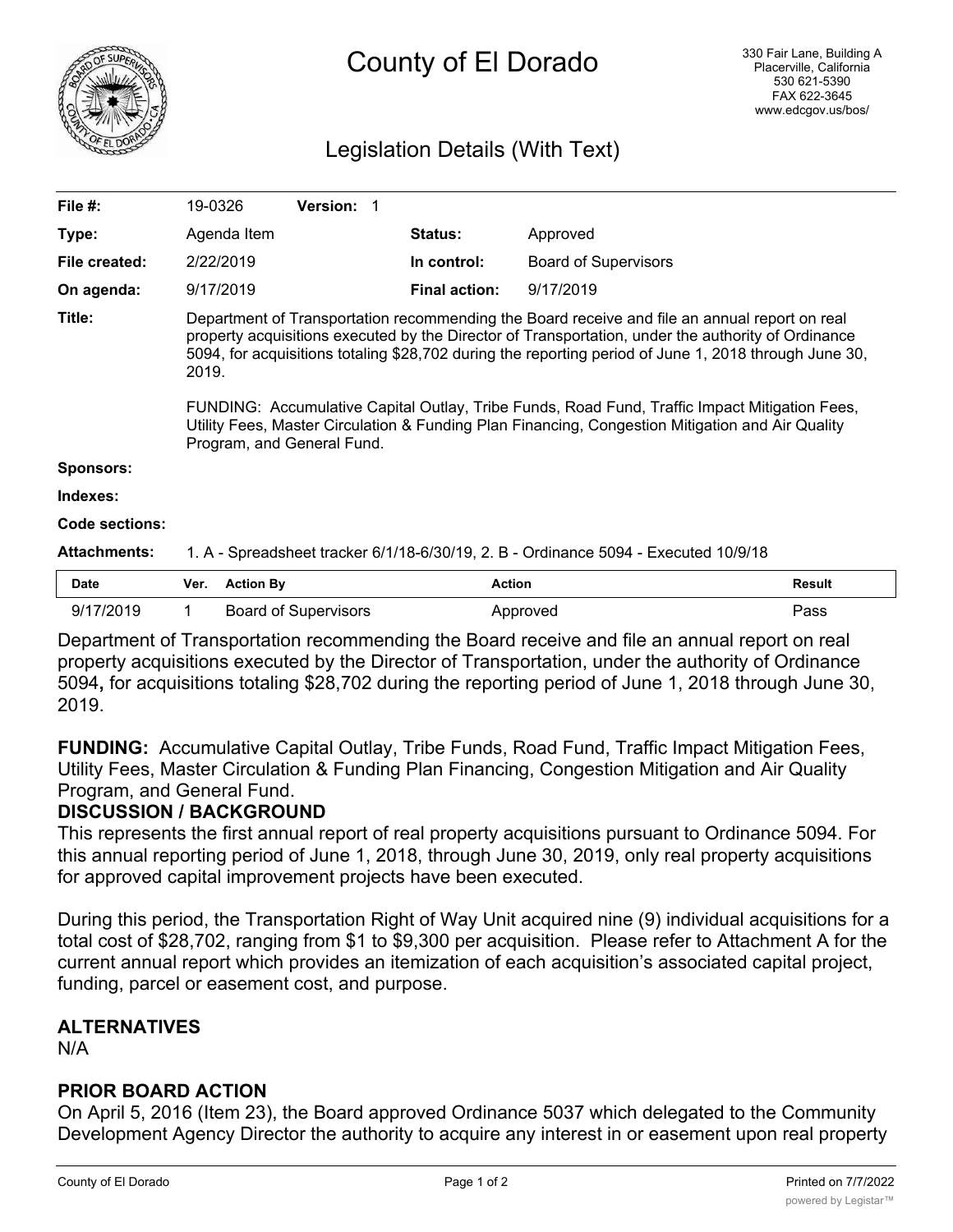# County of El Dorado

330 Fair Lane, Building A
Placerville, California
530 621-5390
FAX 622-3645
www.edcgov.us/bos/

## Legislation Details (With Text)

| | | | |
|---|---|---|---|
| **File #:** | 19-0326 **Version:** 1 | | |
| **Type:** | Agenda Item | **Status:** | Approved |
| **File created:** | 2/22/2019 | **In control:** | Board of Supervisors |
| **On agenda:** | 9/17/2019 | **Final action:** | 9/17/2019 |

**Title:** Department of Transportation recommending the Board receive and file an annual report on real property acquisitions executed by the Director of Transportation, under the authority of Ordinance 5094, for acquisitions totaling $28,702 during the reporting period of June 1, 2018 through June 30, 2019.

FUNDING: Accumulative Capital Outlay, Tribe Funds, Road Fund, Traffic Impact Mitigation Fees, Utility Fees, Master Circulation & Funding Plan Financing, Congestion Mitigation and Air Quality Program, and General Fund.

**Sponsors:**

**Indexes:**

**Code sections:**

**Attachments:** 1. A - Spreadsheet tracker 6/1/18-6/30/19, 2. B - Ordinance 5094 - Executed 10/9/18

| Date | Ver. | Action By | Action | Result |
|---|---|---|---|---|
| 9/17/2019 | 1 | Board of Supervisors | Approved | Pass |

Department of Transportation recommending the Board receive and file an annual report on real property acquisitions executed by the Director of Transportation, under the authority of Ordinance 5094**,** for acquisitions totaling $28,702 during the reporting period of June 1, 2018 through June 30, 2019.

**FUNDING:** Accumulative Capital Outlay, Tribe Funds, Road Fund, Traffic Impact Mitigation Fees, Utility Fees, Master Circulation & Funding Plan Financing, Congestion Mitigation and Air Quality Program, and General Fund.

**DISCUSSION / BACKGROUND**

This represents the first annual report of real property acquisitions pursuant to Ordinance 5094. For this annual reporting period of June 1, 2018, through June 30, 2019, only real property acquisitions for approved capital improvement projects have been executed.

During this period, the Transportation Right of Way Unit acquired nine (9) individual acquisitions for a total cost of $28,702, ranging from $1 to $9,300 per acquisition. Please refer to Attachment A for the current annual report which provides an itemization of each acquisition's associated capital project, funding, parcel or easement cost, and purpose.

**ALTERNATIVES**

N/A

**PRIOR BOARD ACTION**

On April 5, 2016 (Item 23), the Board approved Ordinance 5037 which delegated to the Community Development Agency Director the authority to acquire any interest in or easement upon real property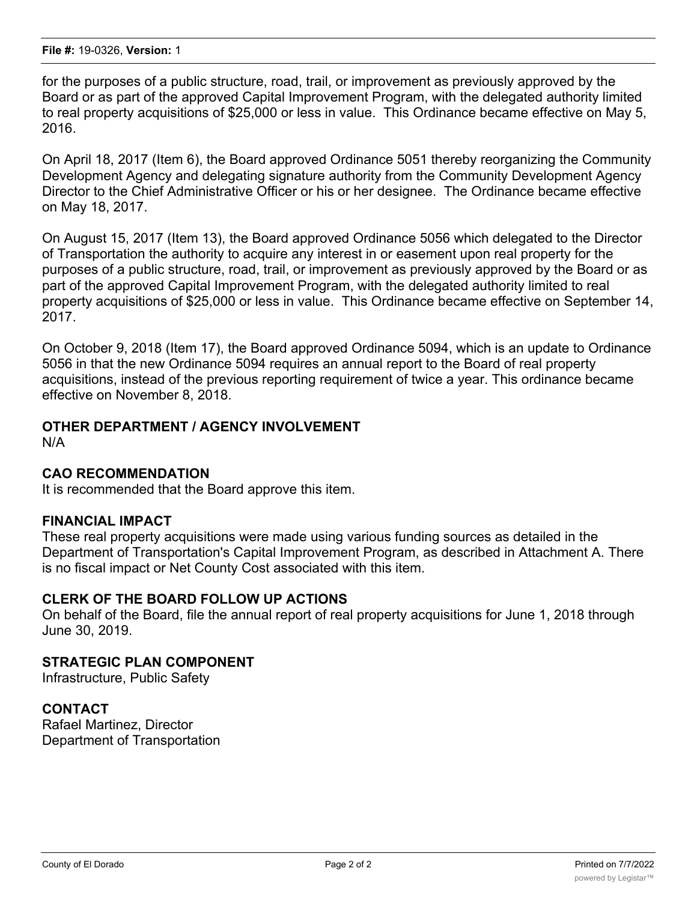for the purposes of a public structure, road, trail, or improvement as previously approved by the Board or as part of the approved Capital Improvement Program, with the delegated authority limited to real property acquisitions of $25,000 or less in value. This Ordinance became effective on May 5, 2016.

On April 18, 2017 (Item 6), the Board approved Ordinance 5051 thereby reorganizing the Community Development Agency and delegating signature authority from the Community Development Agency Director to the Chief Administrative Officer or his or her designee. The Ordinance became effective on May 18, 2017.

On August 15, 2017 (Item 13), the Board approved Ordinance 5056 which delegated to the Director of Transportation the authority to acquire any interest in or easement upon real property for the purposes of a public structure, road, trail, or improvement as previously approved by the Board or as part of the approved Capital Improvement Program, with the delegated authority limited to real property acquisitions of $25,000 or less in value. This Ordinance became effective on September 14, 2017.

On October 9, 2018 (Item 17), the Board approved Ordinance 5094, which is an update to Ordinance 5056 in that the new Ordinance 5094 requires an annual report to the Board of real property acquisitions, instead of the previous reporting requirement of twice a year. This ordinance became effective on November 8, 2018.

## OTHER DEPARTMENT / AGENCY INVOLVEMENT

N/A

## CAO RECOMMENDATION

It is recommended that the Board approve this item.

## FINANCIAL IMPACT

These real property acquisitions were made using various funding sources as detailed in the Department of Transportation's Capital Improvement Program, as described in Attachment A. There is no fiscal impact or Net County Cost associated with this item.

## CLERK OF THE BOARD FOLLOW UP ACTIONS

On behalf of the Board, file the annual report of real property acquisitions for June 1, 2018 through June 30, 2019.

## STRATEGIC PLAN COMPONENT

Infrastructure, Public Safety

## CONTACT

Rafael Martinez, Director
Department of Transportation